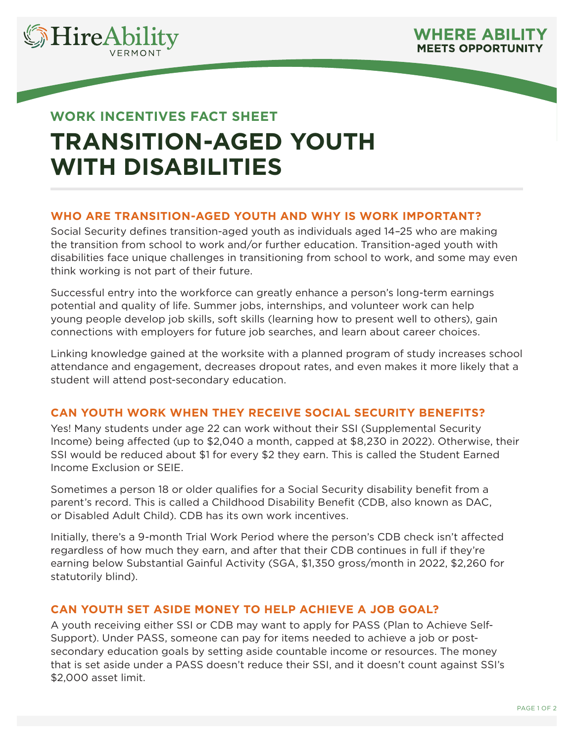HireAbility VERMONT

WHERE ABILITY MEETS OPPORTUNITY

## WORK INCENTIVES FACT SHEET

# TRANSITION-AGED YOUTH WITH DISABILITIES

### WHO ARE TRANSITION-AGED YOUTH AND WHY IS WORK IMPORTANT?

Social Security defines transition-aged youth as individuals aged 14–25 who are making the transition from school to work and/or further education. Transition-aged youth with disabilities face unique challenges in transitioning from school to work, and some may even think working is not part of their future.

Successful entry into the workforce can greatly enhance a person's long-term earnings potential and quality of life. Summer jobs, internships, and volunteer work can help young people develop job skills, soft skills (learning how to present well to others), gain connections with employers for future job searches, and learn about career choices.

Linking knowledge gained at the worksite with a planned program of study increases school attendance and engagement, decreases dropout rates, and even makes it more likely that a student will attend post-secondary education.

### CAN YOUTH WORK WHEN THEY RECEIVE SOCIAL SECURITY BENEFITS?

Yes! Many students under age 22 can work without their SSI (Supplemental Security Income) being affected (up to $2,040 a month, capped at $8,230 in 2022). Otherwise, their SSI would be reduced about $1 for every $2 they earn. This is called the Student Earned Income Exclusion or SEIE.

Sometimes a person 18 or older qualifies for a Social Security disability benefit from a parent's record. This is called a Childhood Disability Benefit (CDB, also known as DAC, or Disabled Adult Child). CDB has its own work incentives.

Initially, there's a 9-month Trial Work Period where the person's CDB check isn't affected regardless of how much they earn, and after that their CDB continues in full if they're earning below Substantial Gainful Activity (SGA, $1,350 gross/month in 2022, $2,260 for statutorily blind).

### CAN YOUTH SET ASIDE MONEY TO HELP ACHIEVE A JOB GOAL?

A youth receiving either SSI or CDB may want to apply for PASS (Plan to Achieve Self-Support). Under PASS, someone can pay for items needed to achieve a job or post-secondary education goals by setting aside countable income or resources. The money that is set aside under a PASS doesn't reduce their SSI, and it doesn't count against SSI's $2,000 asset limit.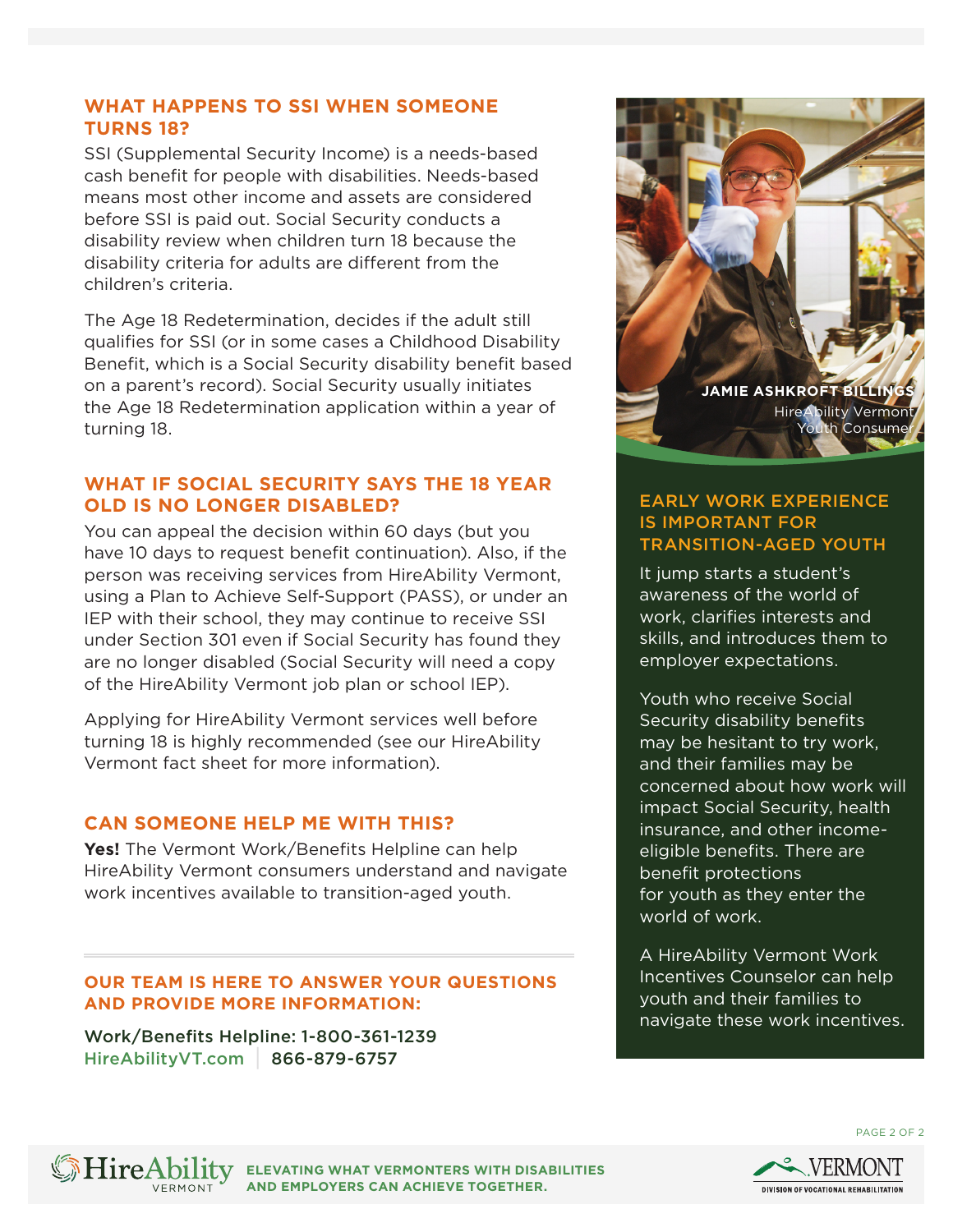## WHAT HAPPENS TO SSI WHEN SOMEONE TURNS 18?

SSI (Supplemental Security Income) is a needs-based cash benefit for people with disabilities. Needs-based means most other income and assets are considered before SSI is paid out. Social Security conducts a disability review when children turn 18 because the disability criteria for adults are different from the children's criteria.

The Age 18 Redetermination, decides if the adult still qualifies for SSI (or in some cases a Childhood Disability Benefit, which is a Social Security disability benefit based on a parent's record). Social Security usually initiates the Age 18 Redetermination application within a year of turning 18.

## WHAT IF SOCIAL SECURITY SAYS THE 18 YEAR OLD IS NO LONGER DISABLED?

You can appeal the decision within 60 days (but you have 10 days to request benefit continuation). Also, if the person was receiving services from HireAbility Vermont, using a Plan to Achieve Self-Support (PASS), or under an IEP with their school, they may continue to receive SSI under Section 301 even if Social Security has found they are no longer disabled (Social Security will need a copy of the HireAbility Vermont job plan or school IEP).

Applying for HireAbility Vermont services well before turning 18 is highly recommended (see our HireAbility Vermont fact sheet for more information).

## CAN SOMEONE HELP ME WITH THIS?

**Yes!** The Vermont Work/Benefits Helpline can help HireAbility Vermont consumers understand and navigate work incentives available to transition-aged youth.

## OUR TEAM IS HERE TO ANSWER YOUR QUESTIONS AND PROVIDE MORE INFORMATION:

Work/Benefits Helpline: 1-800-361-1239
HireAbilityVT.com | 866-879-6757

**JAMIE ASHKROFT BILLINGS**
HireAbility Vermont Youth Consumer

## EARLY WORK EXPERIENCE IS IMPORTANT FOR TRANSITION-AGED YOUTH

It jump starts a student's awareness of the world of work, clarifies interests and skills, and introduces them to employer expectations.

Youth who receive Social Security disability benefits may be hesitant to try work, and their families may be concerned about how work will impact Social Security, health insurance, and other income-eligible benefits. There are benefit protections for youth as they enter the world of work.

A HireAbility Vermont Work Incentives Counselor can help youth and their families to navigate these work incentives.

HireAbility VERMONT — ELEVATING WHAT VERMONTERS WITH DISABILITIES AND EMPLOYERS CAN ACHIEVE TOGETHER.

VERMONT DIVISION OF VOCATIONAL REHABILITATION